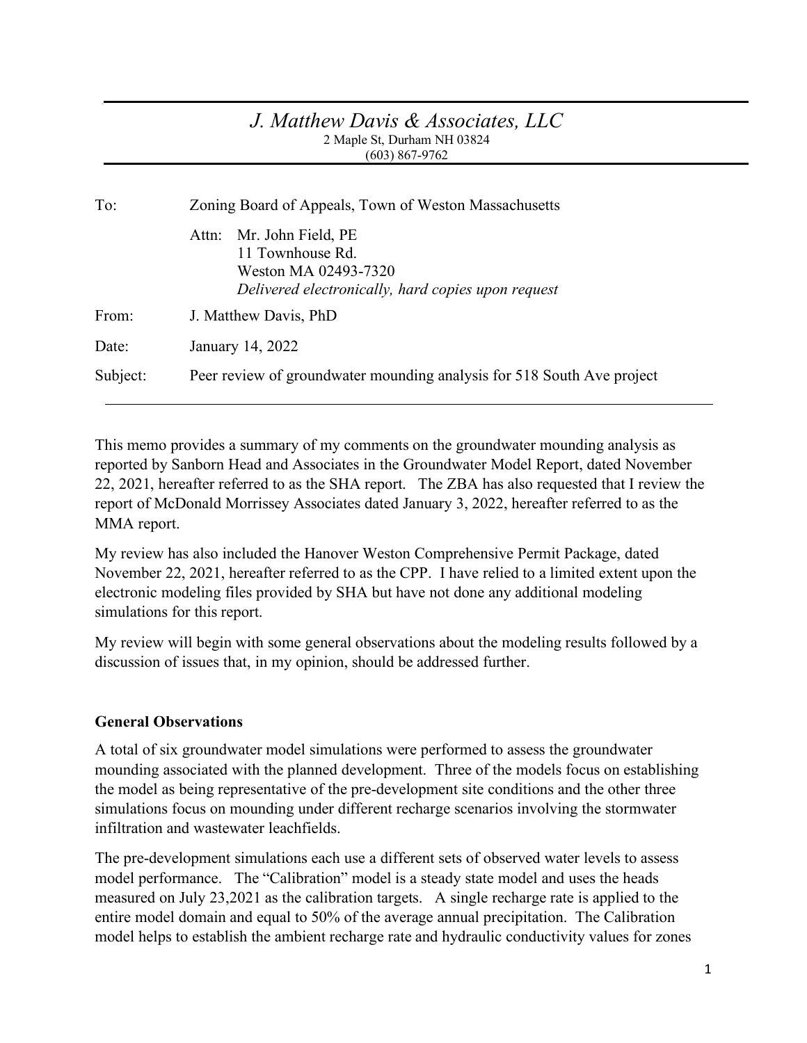*J. Matthew Davis & Associates, LLC*
2 Maple St, Durham NH 03824
(603) 867-9762

---

| | |
|---|---|
| To: | Zoning Board of Appeals, Town of Weston Massachusetts |
| | Attn: Mr. John Field, PE<br>11 Townhouse Rd.<br>Weston MA 02493-7320<br>*Delivered electronically, hard copies upon request* |
| From: | J. Matthew Davis, PhD |
| Date: | January 14, 2022 |
| Subject: | Peer review of groundwater mounding analysis for 518 South Ave project |

---

This memo provides a summary of my comments on the groundwater mounding analysis as reported by Sanborn Head and Associates in the Groundwater Model Report, dated November 22, 2021, hereafter referred to as the SHA report. The ZBA has also requested that I review the report of McDonald Morrissey Associates dated January 3, 2022, hereafter referred to as the MMA report.

My review has also included the Hanover Weston Comprehensive Permit Package, dated November 22, 2021, hereafter referred to as the CPP. I have relied to a limited extent upon the electronic modeling files provided by SHA but have not done any additional modeling simulations for this report.

My review will begin with some general observations about the modeling results followed by a discussion of issues that, in my opinion, should be addressed further.

**General Observations**

A total of six groundwater model simulations were performed to assess the groundwater mounding associated with the planned development. Three of the models focus on establishing the model as being representative of the pre-development site conditions and the other three simulations focus on mounding under different recharge scenarios involving the stormwater infiltration and wastewater leachfields.

The pre-development simulations each use a different sets of observed water levels to assess model performance. The "Calibration" model is a steady state model and uses the heads measured on July 23,2021 as the calibration targets. A single recharge rate is applied to the entire model domain and equal to 50% of the average annual precipitation. The Calibration model helps to establish the ambient recharge rate and hydraulic conductivity values for zones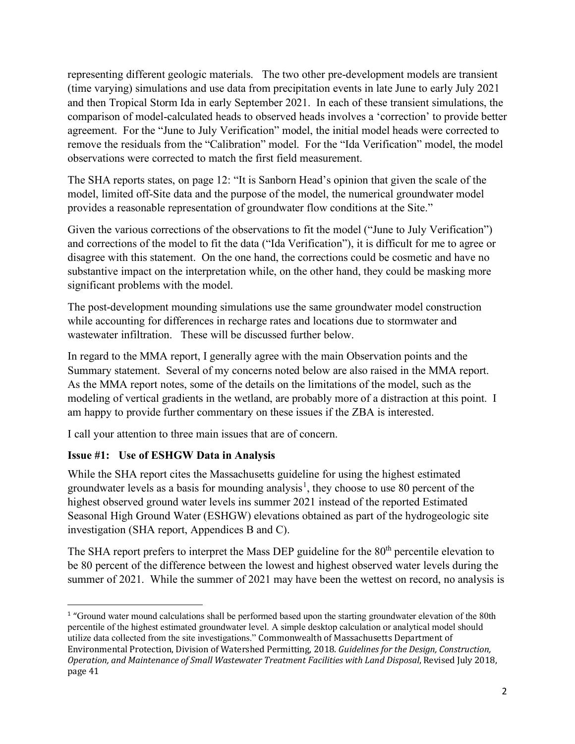representing different geologic materials. The two other pre-development models are transient (time varying) simulations and use data from precipitation events in late June to early July 2021 and then Tropical Storm Ida in early September 2021. In each of these transient simulations, the comparison of model-calculated heads to observed heads involves a 'correction' to provide better agreement. For the "June to July Verification" model, the initial model heads were corrected to remove the residuals from the "Calibration" model. For the "Ida Verification" model, the model observations were corrected to match the first field measurement.

The SHA reports states, on page 12: "It is Sanborn Head's opinion that given the scale of the model, limited off-Site data and the purpose of the model, the numerical groundwater model provides a reasonable representation of groundwater flow conditions at the Site."

Given the various corrections of the observations to fit the model ("June to July Verification") and corrections of the model to fit the data ("Ida Verification"), it is difficult for me to agree or disagree with this statement. On the one hand, the corrections could be cosmetic and have no substantive impact on the interpretation while, on the other hand, they could be masking more significant problems with the model.

The post-development mounding simulations use the same groundwater model construction while accounting for differences in recharge rates and locations due to stormwater and wastewater infiltration. These will be discussed further below.

In regard to the MMA report, I generally agree with the main Observation points and the Summary statement. Several of my concerns noted below are also raised in the MMA report. As the MMA report notes, some of the details on the limitations of the model, such as the modeling of vertical gradients in the wetland, are probably more of a distraction at this point. I am happy to provide further commentary on these issues if the ZBA is interested.

I call your attention to three main issues that are of concern.

### Issue #1: Use of ESHGW Data in Analysis

While the SHA report cites the Massachusetts guideline for using the highest estimated groundwater levels as a basis for mounding analysis[1], they choose to use 80 percent of the highest observed ground water levels ins summer 2021 instead of the reported Estimated Seasonal High Ground Water (ESHGW) elevations obtained as part of the hydrogeologic site investigation (SHA report, Appendices B and C).

The SHA report prefers to interpret the Mass DEP guideline for the 80th percentile elevation to be 80 percent of the difference between the lowest and highest observed water levels during the summer of 2021. While the summer of 2021 may have been the wettest on record, no analysis is

[1] "Ground water mound calculations shall be performed based upon the starting groundwater elevation of the 80th percentile of the highest estimated groundwater level. A simple desktop calculation or analytical model should utilize data collected from the site investigations." Commonwealth of Massachusetts Department of Environmental Protection, Division of Watershed Permitting, 2018. *Guidelines for the Design, Construction, Operation, and Maintenance of Small Wastewater Treatment Facilities with Land Disposal*, Revised July 2018, page 41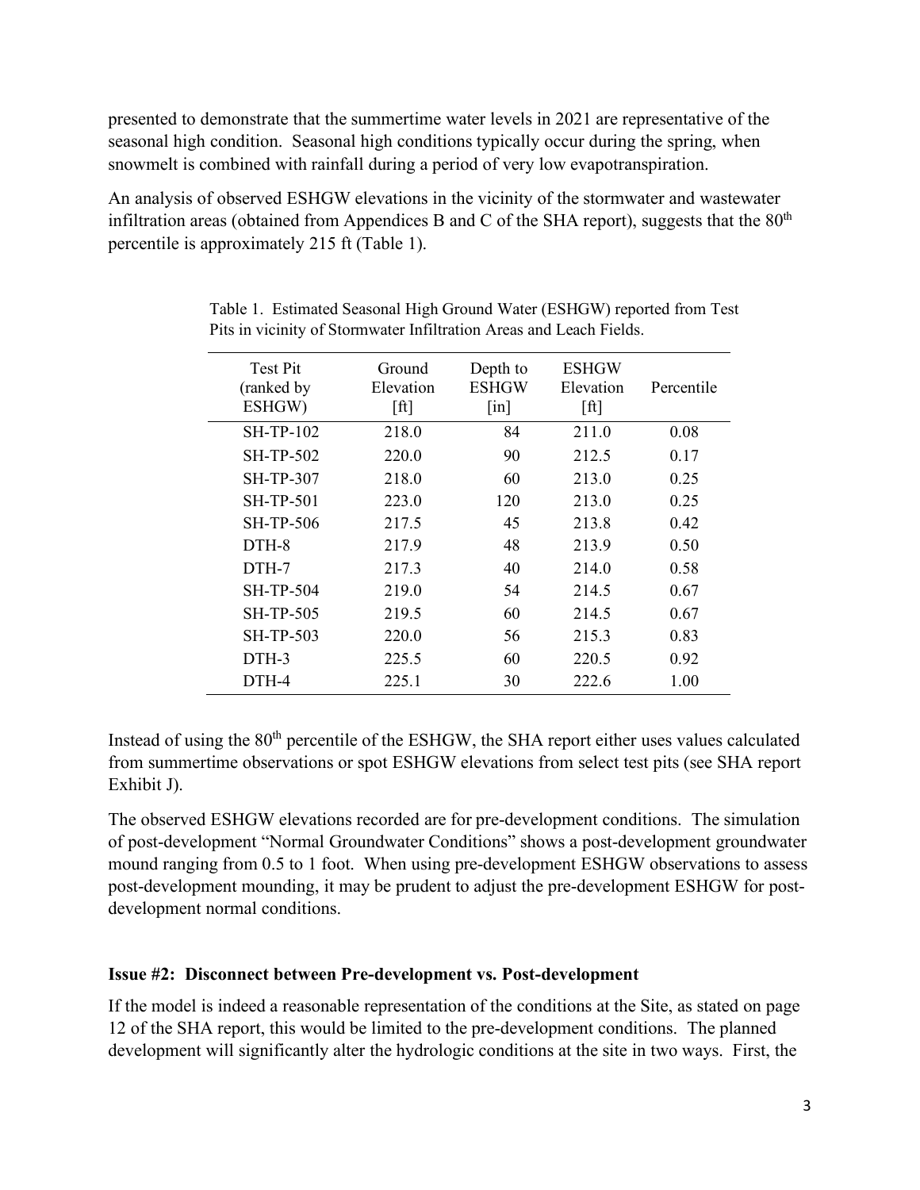presented to demonstrate that the summertime water levels in 2021 are representative of the seasonal high condition. Seasonal high conditions typically occur during the spring, when snowmelt is combined with rainfall during a period of very low evapotranspiration.

An analysis of observed ESHGW elevations in the vicinity of the stormwater and wastewater infiltration areas (obtained from Appendices B and C of the SHA report), suggests that the 80th percentile is approximately 215 ft (Table 1).

Table 1. Estimated Seasonal High Ground Water (ESHGW) reported from Test Pits in vicinity of Stormwater Infiltration Areas and Leach Fields.

| Test Pit (ranked by ESHGW) | Ground Elevation [ft] | Depth to ESHGW [in] | ESHGW Elevation [ft] | Percentile |
|---|---|---|---|---|
| SH-TP-102 | 218.0 | 84 | 211.0 | 0.08 |
| SH-TP-502 | 220.0 | 90 | 212.5 | 0.17 |
| SH-TP-307 | 218.0 | 60 | 213.0 | 0.25 |
| SH-TP-501 | 223.0 | 120 | 213.0 | 0.25 |
| SH-TP-506 | 217.5 | 45 | 213.8 | 0.42 |
| DTH-8 | 217.9 | 48 | 213.9 | 0.50 |
| DTH-7 | 217.3 | 40 | 214.0 | 0.58 |
| SH-TP-504 | 219.0 | 54 | 214.5 | 0.67 |
| SH-TP-505 | 219.5 | 60 | 214.5 | 0.67 |
| SH-TP-503 | 220.0 | 56 | 215.3 | 0.83 |
| DTH-3 | 225.5 | 60 | 220.5 | 0.92 |
| DTH-4 | 225.1 | 30 | 222.6 | 1.00 |

Instead of using the 80th percentile of the ESHGW, the SHA report either uses values calculated from summertime observations or spot ESHGW elevations from select test pits (see SHA report Exhibit J).

The observed ESHGW elevations recorded are for pre-development conditions. The simulation of post-development "Normal Groundwater Conditions" shows a post-development groundwater mound ranging from 0.5 to 1 foot. When using pre-development ESHGW observations to assess post-development mounding, it may be prudent to adjust the pre-development ESHGW for post-development normal conditions.

**Issue #2: Disconnect between Pre-development vs. Post-development**

If the model is indeed a reasonable representation of the conditions at the Site, as stated on page 12 of the SHA report, this would be limited to the pre-development conditions. The planned development will significantly alter the hydrologic conditions at the site in two ways. First, the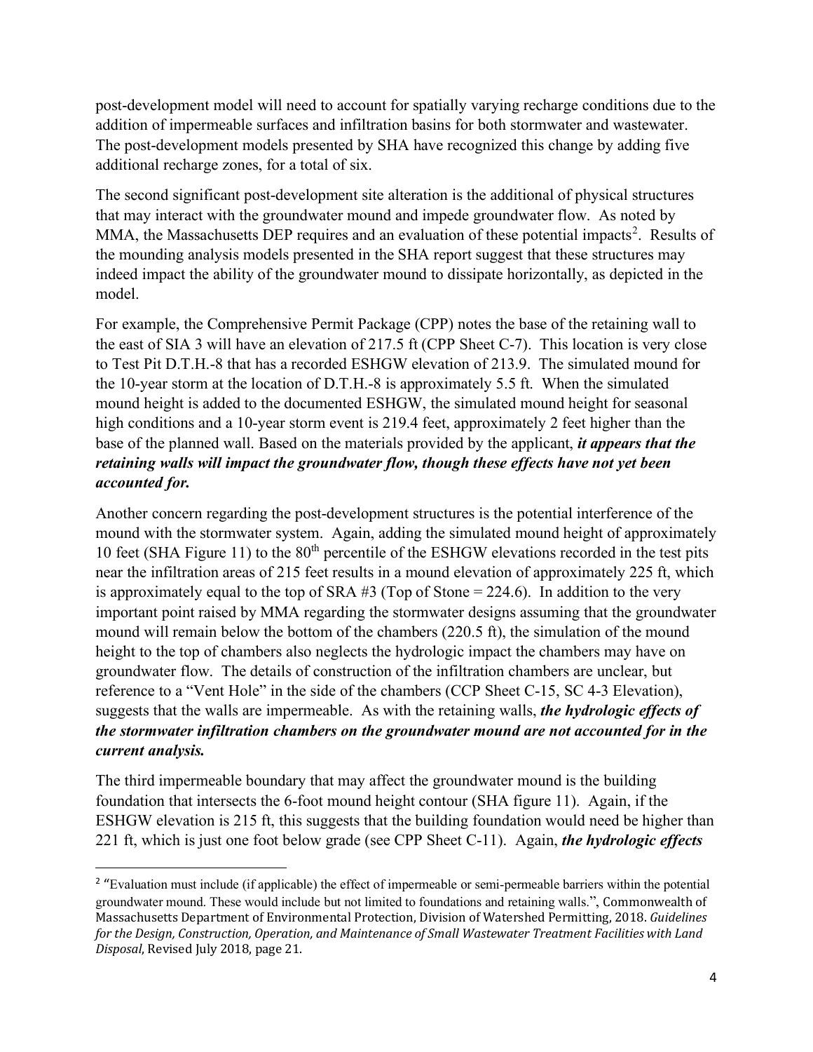post-development model will need to account for spatially varying recharge conditions due to the addition of impermeable surfaces and infiltration basins for both stormwater and wastewater. The post-development models presented by SHA have recognized this change by adding five additional recharge zones, for a total of six.

The second significant post-development site alteration is the additional of physical structures that may interact with the groundwater mound and impede groundwater flow. As noted by MMA, the Massachusetts DEP requires and an evaluation of these potential impacts[2]. Results of the mounding analysis models presented in the SHA report suggest that these structures may indeed impact the ability of the groundwater mound to dissipate horizontally, as depicted in the model.

For example, the Comprehensive Permit Package (CPP) notes the base of the retaining wall to the east of SIA 3 will have an elevation of 217.5 ft (CPP Sheet C-7). This location is very close to Test Pit D.T.H.-8 that has a recorded ESHGW elevation of 213.9. The simulated mound for the 10-year storm at the location of D.T.H.-8 is approximately 5.5 ft. When the simulated mound height is added to the documented ESHGW, the simulated mound height for seasonal high conditions and a 10-year storm event is 219.4 feet, approximately 2 feet higher than the base of the planned wall. Based on the materials provided by the applicant, ***it appears that the retaining walls will impact the groundwater flow, though these effects have not yet been accounted for.***

Another concern regarding the post-development structures is the potential interference of the mound with the stormwater system. Again, adding the simulated mound height of approximately 10 feet (SHA Figure 11) to the 80th percentile of the ESHGW elevations recorded in the test pits near the infiltration areas of 215 feet results in a mound elevation of approximately 225 ft, which is approximately equal to the top of SRA #3 (Top of Stone = 224.6). In addition to the very important point raised by MMA regarding the stormwater designs assuming that the groundwater mound will remain below the bottom of the chambers (220.5 ft), the simulation of the mound height to the top of chambers also neglects the hydrologic impact the chambers may have on groundwater flow. The details of construction of the infiltration chambers are unclear, but reference to a "Vent Hole" in the side of the chambers (CCP Sheet C-15, SC 4-3 Elevation), suggests that the walls are impermeable. As with the retaining walls, ***the hydrologic effects of the stormwater infiltration chambers on the groundwater mound are not accounted for in the current analysis.***

The third impermeable boundary that may affect the groundwater mound is the building foundation that intersects the 6-foot mound height contour (SHA figure 11). Again, if the ESHGW elevation is 215 ft, this suggests that the building foundation would need be higher than 221 ft, which is just one foot below grade (see CPP Sheet C-11). Again, ***the hydrologic effects***

---

[2] "Evaluation must include (if applicable) the effect of impermeable or semi-permeable barriers within the potential groundwater mound. These would include but not limited to foundations and retaining walls.", Commonwealth of Massachusetts Department of Environmental Protection, Division of Watershed Permitting, 2018. *Guidelines for the Design, Construction, Operation, and Maintenance of Small Wastewater Treatment Facilities with Land Disposal*, Revised July 2018, page 21.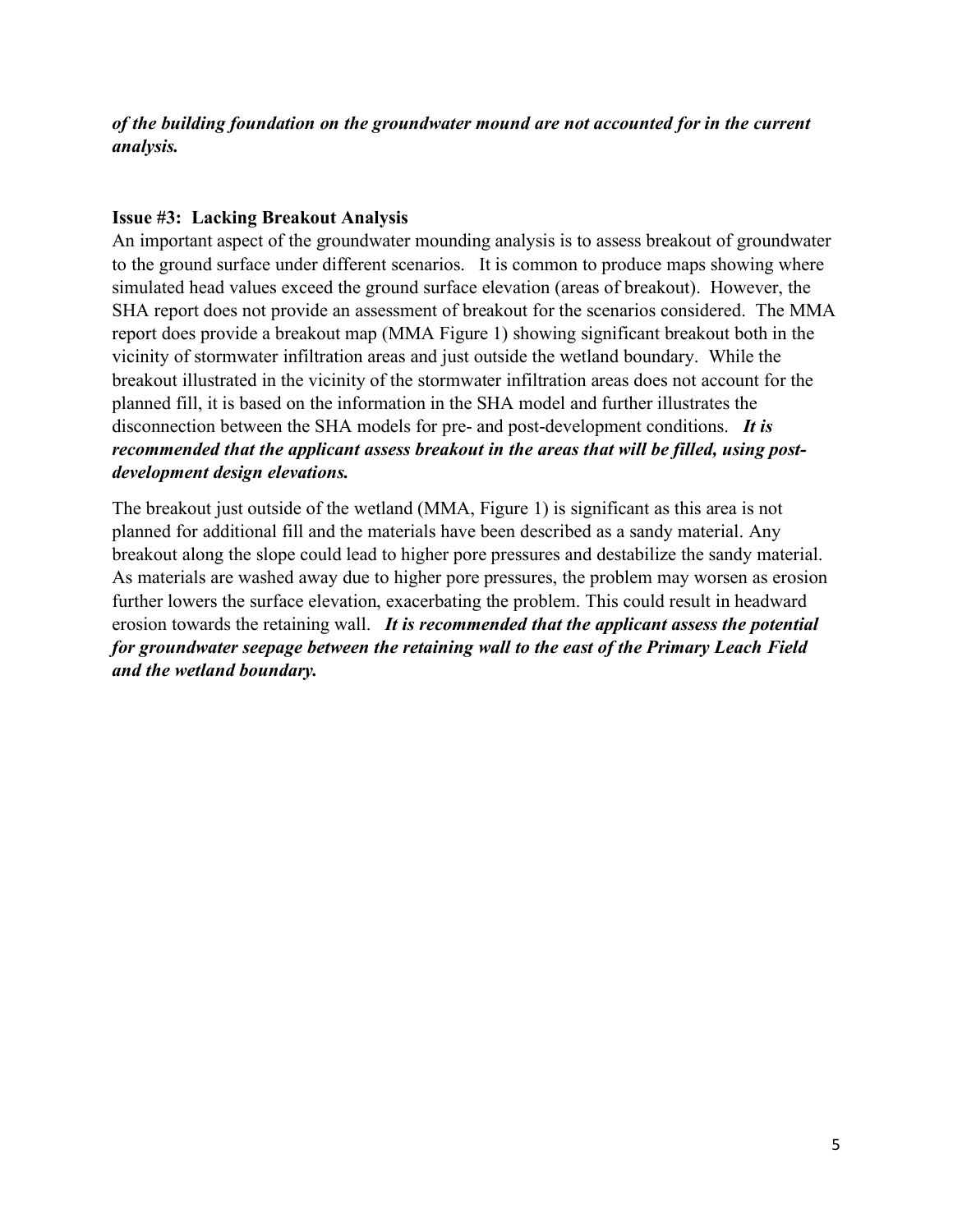***of the building foundation on the groundwater mound are not accounted for in the current analysis.***

### Issue #3: Lacking Breakout Analysis

An important aspect of the groundwater mounding analysis is to assess breakout of groundwater to the ground surface under different scenarios. It is common to produce maps showing where simulated head values exceed the ground surface elevation (areas of breakout). However, the SHA report does not provide an assessment of breakout for the scenarios considered. The MMA report does provide a breakout map (MMA Figure 1) showing significant breakout both in the vicinity of stormwater infiltration areas and just outside the wetland boundary. While the breakout illustrated in the vicinity of the stormwater infiltration areas does not account for the planned fill, it is based on the information in the SHA model and further illustrates the disconnection between the SHA models for pre- and post-development conditions. ***It is recommended that the applicant assess breakout in the areas that will be filled, using post-development design elevations.***

The breakout just outside of the wetland (MMA, Figure 1) is significant as this area is not planned for additional fill and the materials have been described as a sandy material. Any breakout along the slope could lead to higher pore pressures and destabilize the sandy material. As materials are washed away due to higher pore pressures, the problem may worsen as erosion further lowers the surface elevation, exacerbating the problem. This could result in headward erosion towards the retaining wall. ***It is recommended that the applicant assess the potential for groundwater seepage between the retaining wall to the east of the Primary Leach Field and the wetland boundary.***